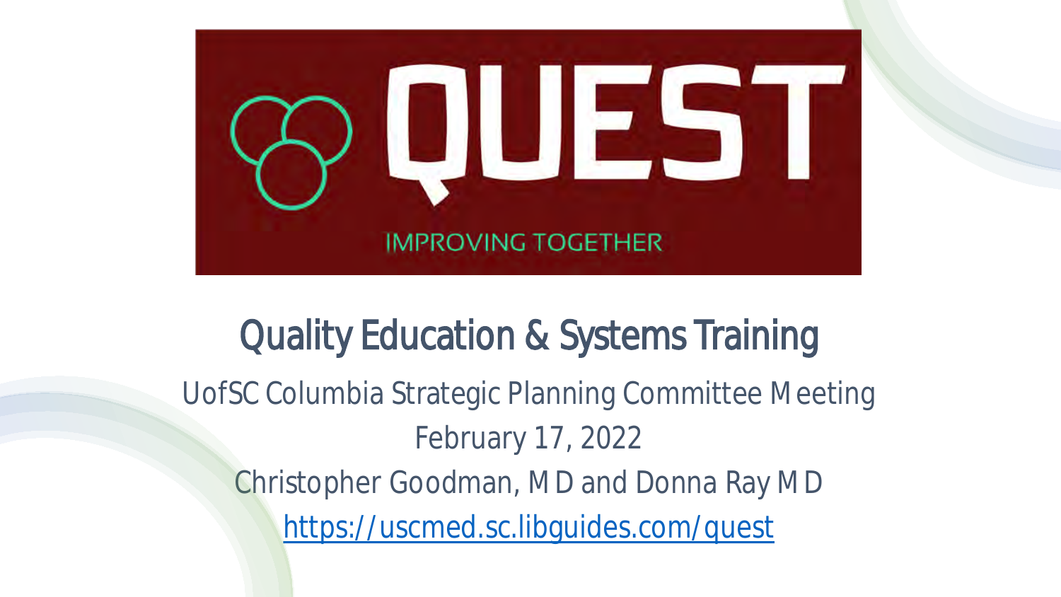# QUEST

IMPROVING TOGETHER

## Quality Education & Systems Training

UofSC Columbia Strategic Planning Committee Meeting

February 17, 2022

Christopher Goodman, MD and Donna Ray MD

https://uscmed.sc.libguides.com/quest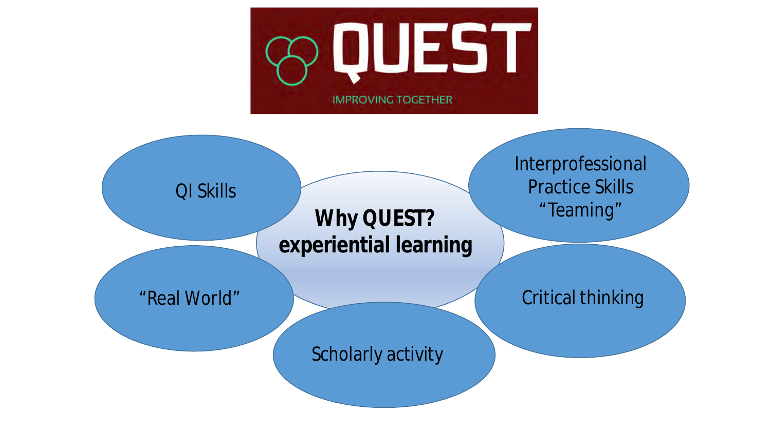QUEST

IMPROVING TOGETHER

**Why QUEST?**
**experiential learning**

- QI Skills
- Interprofessional Practice Skills "Teaming"
- "Real World"
- Critical thinking
- Scholarly activity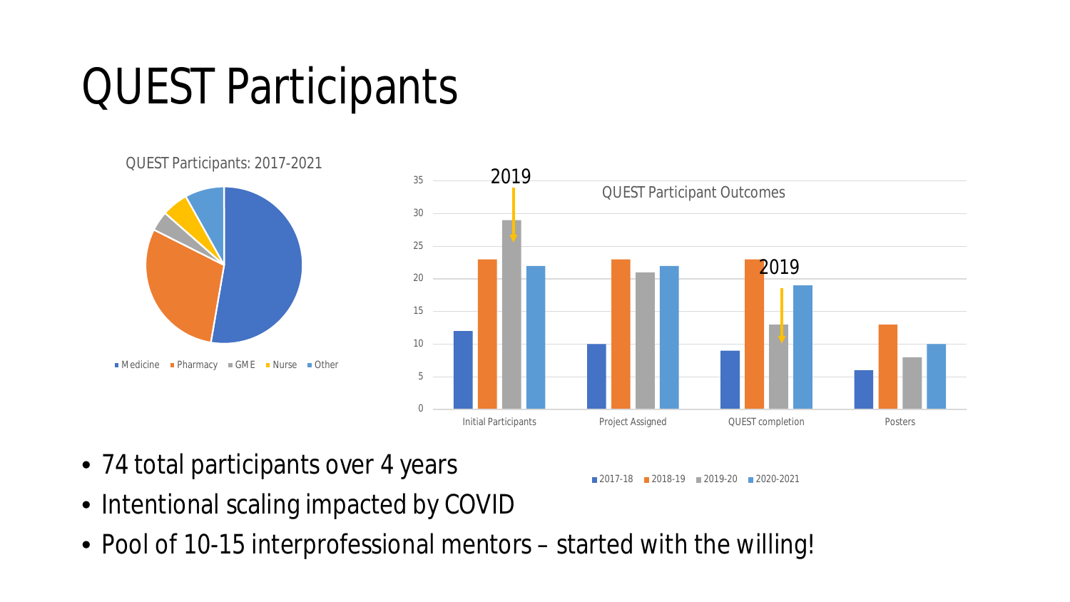# QUEST Participants

QUEST Participants: 2017-2021

Medicine · Pharmacy · GME · Nurse · Other

QUEST Participant Outcomes

2019

2019

| | 2017-18 | 2018-19 | 2019-20 | 2020-2021 |
|---|---|---|---|---|
| Initial Participants | 12 | 23 | 29 | 22 |
| Project Assigned | 10 | 23 | 21 | 22 |
| QUEST completion | 9 | 23 | 13 | 19 |
| Posters | 6 | 13 | 8 | 10 |

- 74 total participants over 4 years
- Intentional scaling impacted by COVID
- Pool of 10-15 interprofessional mentors – started with the willing!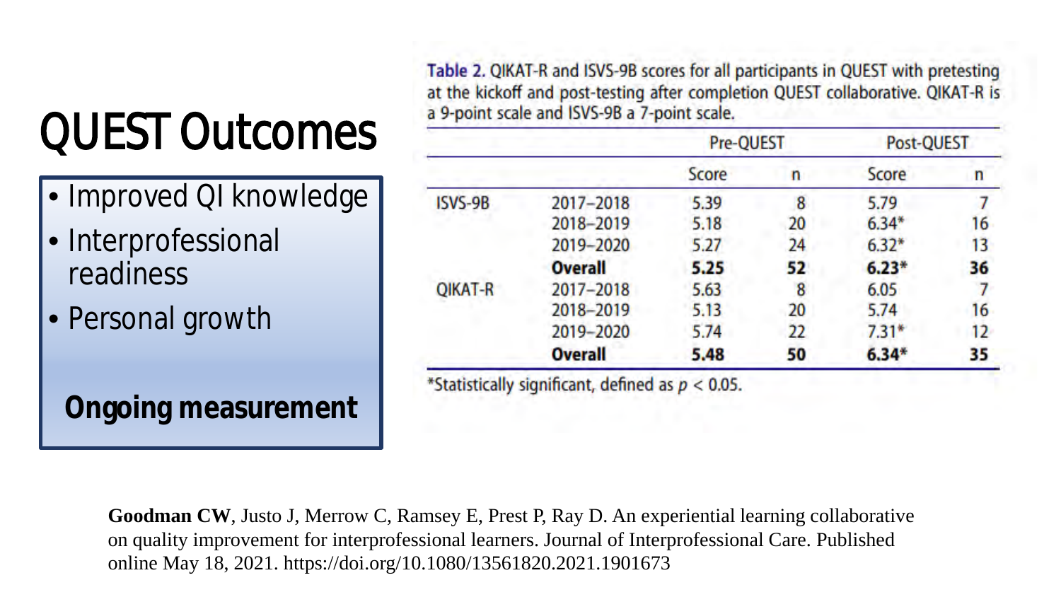# QUEST Outcomes

- Improved QI knowledge
- Interprofessional readiness
- Personal growth

**Ongoing measurement**

**Table 2.** QIKAT-R and ISVS-9B scores for all participants in QUEST with pretesting at the kickoff and post-testing after completion QUEST collaborative. QIKAT-R is a 9-point scale and ISVS-9B a 7-point scale.

| | | Pre-QUEST | | Post-QUEST | |
|---|---|---|---|---|---|
| | | Score | n | Score | n |
| ISVS-9B | 2017–2018 | 5.39 | 8 | 5.79 | 7 |
| | 2018–2019 | 5.18 | 20 | 6.34* | 16 |
| | 2019–2020 | 5.27 | 24 | 6.32* | 13 |
| | **Overall** | **5.25** | **52** | **6.23*** | **36** |
| QIKAT-R | 2017–2018 | 5.63 | 8 | 6.05 | 7 |
| | 2018–2019 | 5.13 | 20 | 5.74 | 16 |
| | 2019–2020 | 5.74 | 22 | 7.31* | 12 |
| | **Overall** | **5.48** | **50** | **6.34*** | **35** |

*Statistically significant, defined as $p < 0.05$.

**Goodman CW**, Justo J, Merrow C, Ramsey E, Prest P, Ray D. An experiential learning collaborative on quality improvement for interprofessional learners. Journal of Interprofessional Care. Published online May 18, 2021. https://doi.org/10.1080/13561820.2021.1901673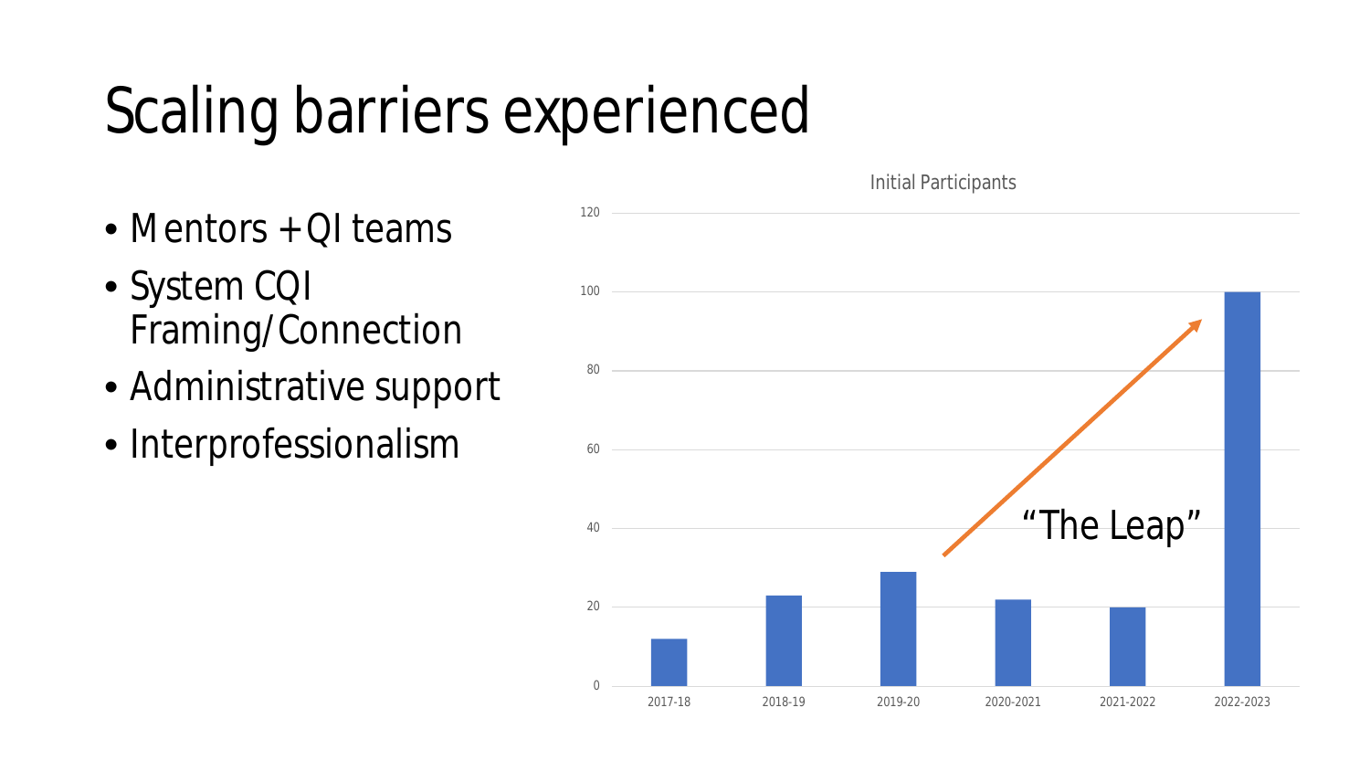# Scaling barriers experienced

- Mentors + QI teams
- System CQI Framing/Connection
- Administrative support
- Interprofessionalism

**Initial Participants**

| Year | Initial Participants |
| --- | --- |
| 2017-18 | 12 |
| 2018-19 | 23 |
| 2019-20 | 29 |
| 2020-2021 | 22 |
| 2021-2022 | 20 |
| 2022-2023 | 100 |

"The Leap"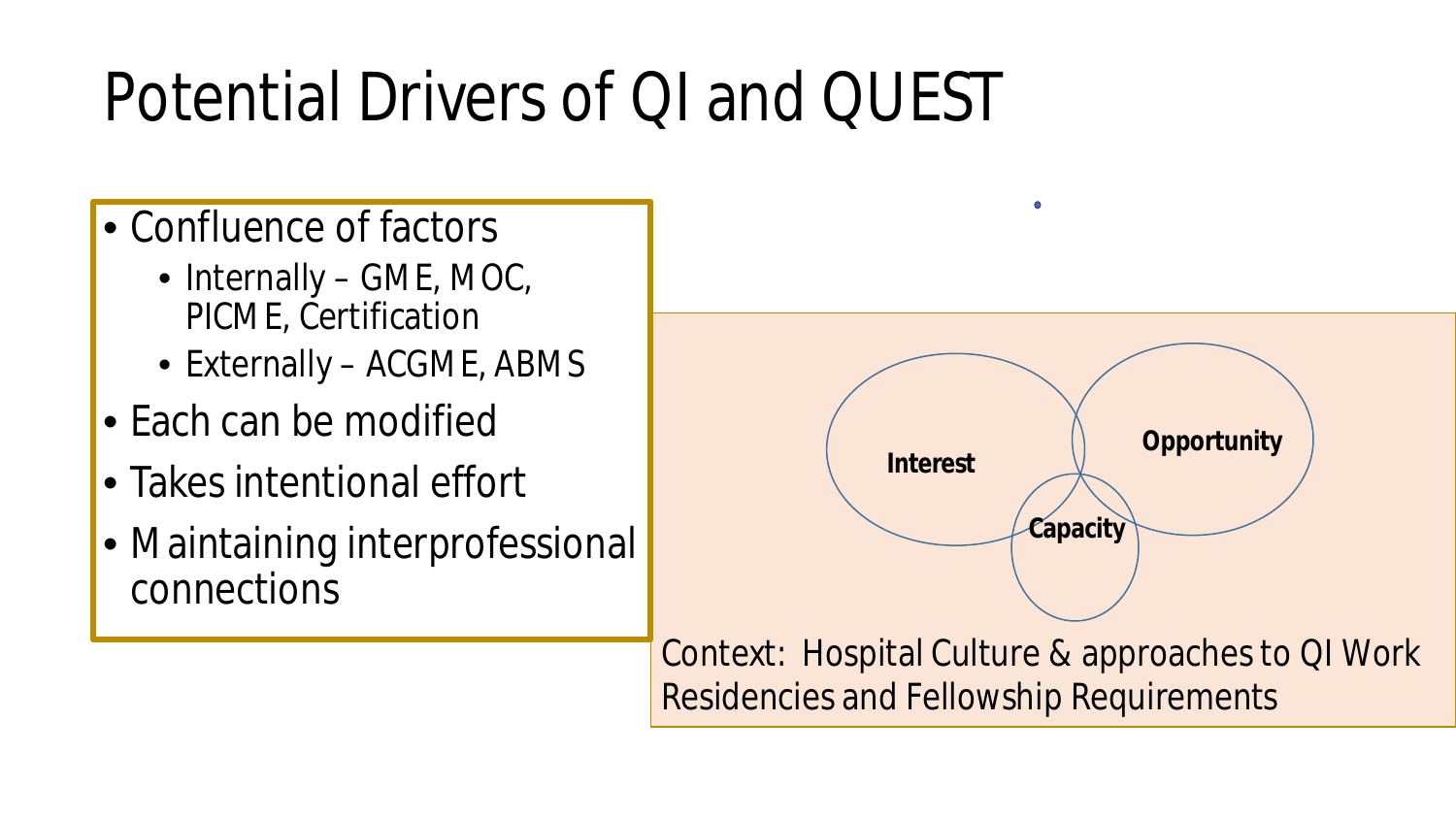# Potential Drivers of QI and QUEST

- Confluence of factors
  - Internally – GME, MOC, PICME, Certification
  - Externally – ACGME, ABMS
- Each can be modified
- Takes intentional effort
- Maintaining interprofessional connections

**Interest**

**Opportunity**

**Capacity**

Context: Hospital Culture & approaches to QI Work
Residencies and Fellowship Requirements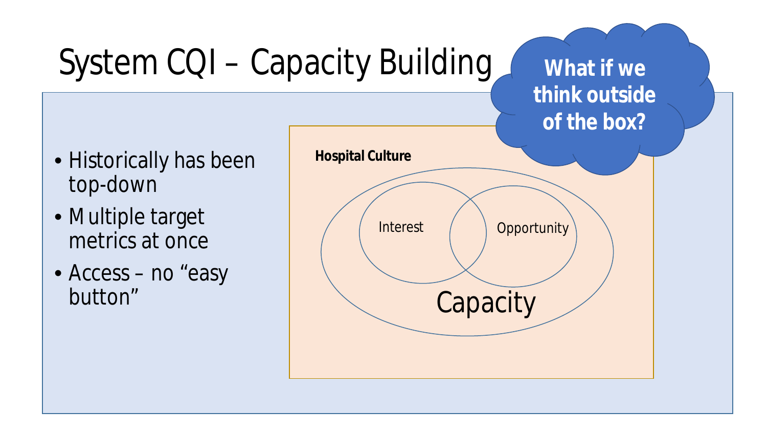# System CQI – Capacity Building

**What if we think outside of the box?**

- Historically has been top-down
- Multiple target metrics at once
- Access – no "easy button"

**Hospital Culture**

Interest

Opportunity

Capacity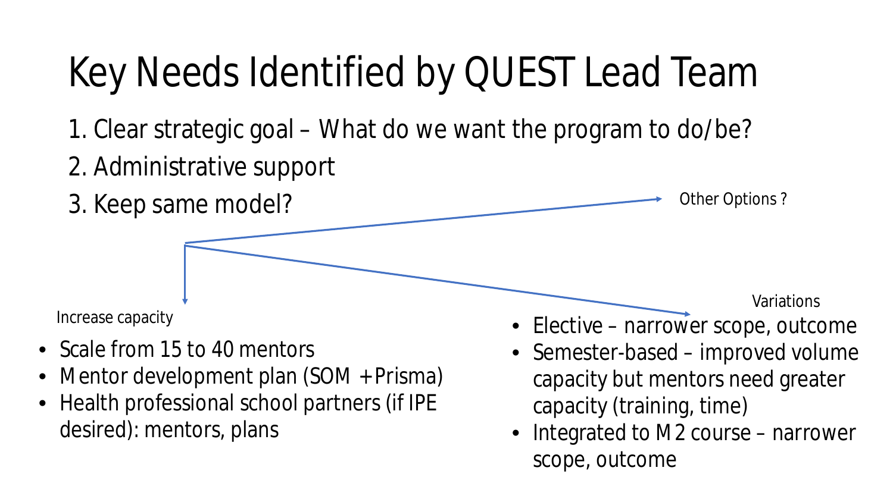# Key Needs Identified by QUEST Lead Team

1. Clear strategic goal – What do we want the program to do/be?
2. Administrative support
3. Keep same model?

Other Options ?

Increase capacity

- Scale from 15 to 40 mentors
- Mentor development plan (SOM + Prisma)
- Health professional school partners (if IPE desired): mentors, plans

Variations

- Elective – narrower scope, outcome
- Semester-based – improved volume capacity but mentors need greater capacity (training, time)
- Integrated to M2 course – narrower scope, outcome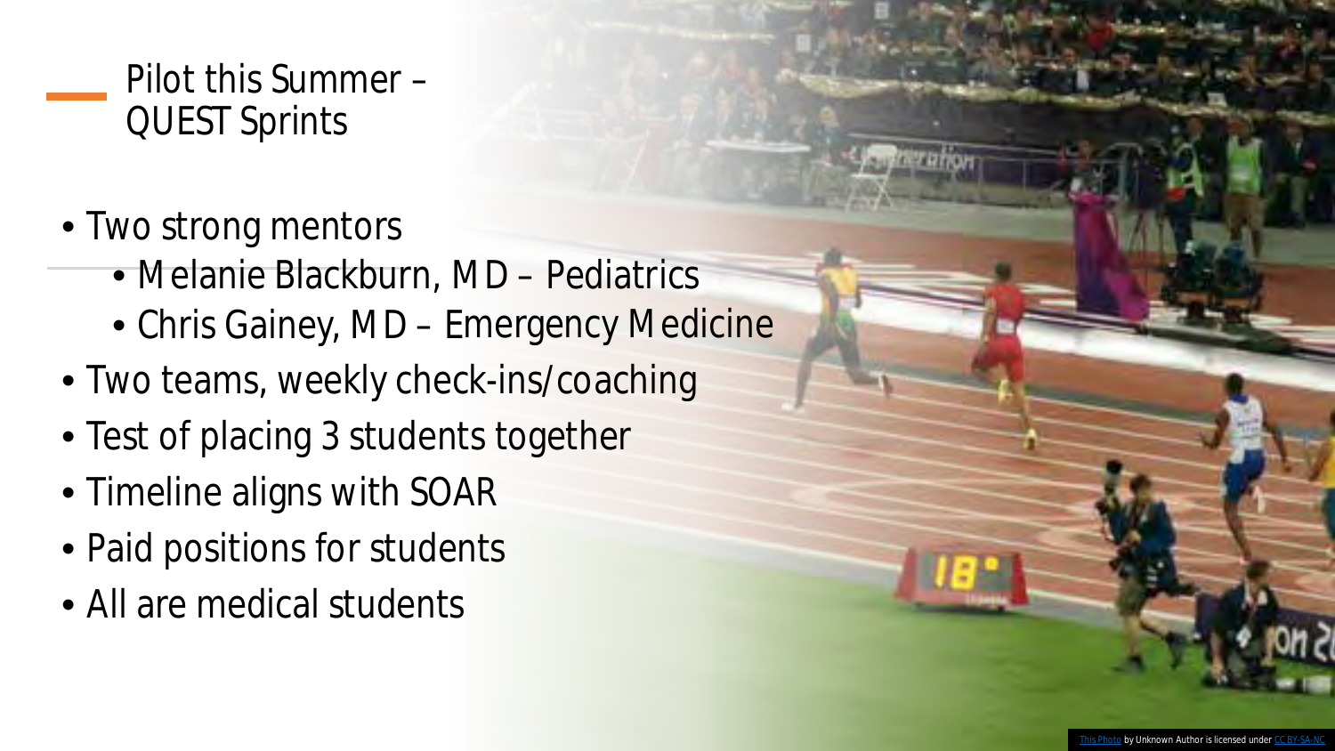# Pilot this Summer – QUEST Sprints

- Two strong mentors
  - Melanie Blackburn, MD – Pediatrics
  - Chris Gainey, MD – Emergency Medicine
- Two teams, weekly check-ins/coaching
- Test of placing 3 students together
- Timeline aligns with SOAR
- Paid positions for students
- All are medical students

This Photo by Unknown Author is licensed under CC BY-SA-NC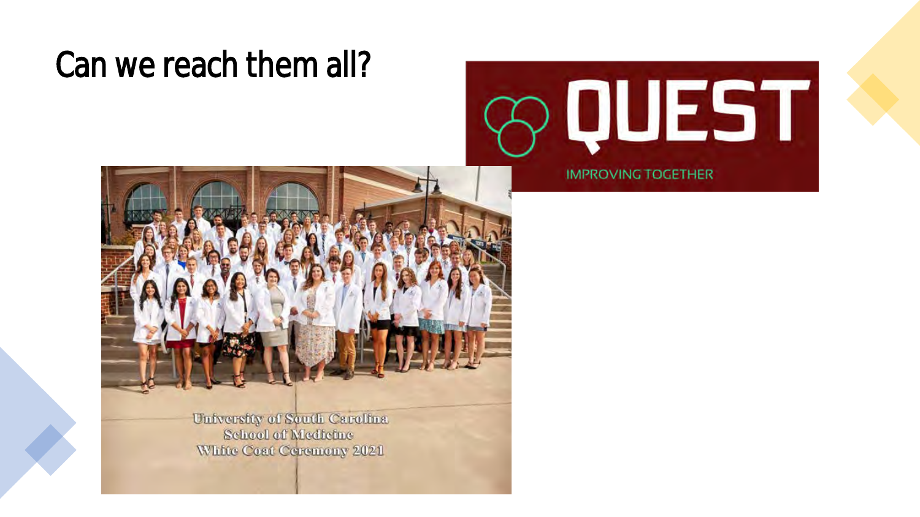# Can we reach them all?

QUEST

IMPROVING TOGETHER

University of South Carolina
School of Medicine
White Coat Ceremony 2021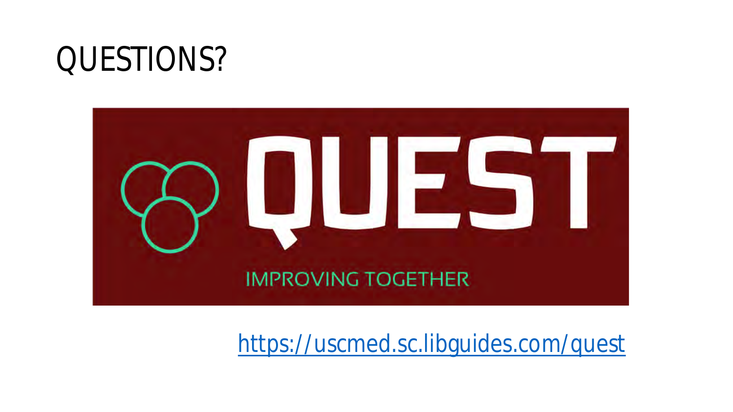# QUESTIONS?

QUEST

IMPROVING TOGETHER

https://uscmed.sc.libguides.com/quest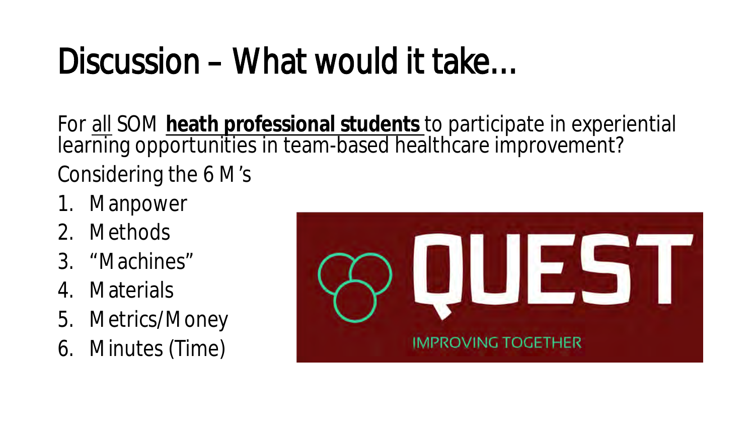# Discussion – What would it take…

For all SOM **heath professional students** to participate in experiential learning opportunities in team-based healthcare improvement?

Considering the 6 M's

1. Manpower
2. Methods
3. "Machines"
4. Materials
5. Metrics/Money
6. Minutes (Time)

QUEST

IMPROVING TOGETHER